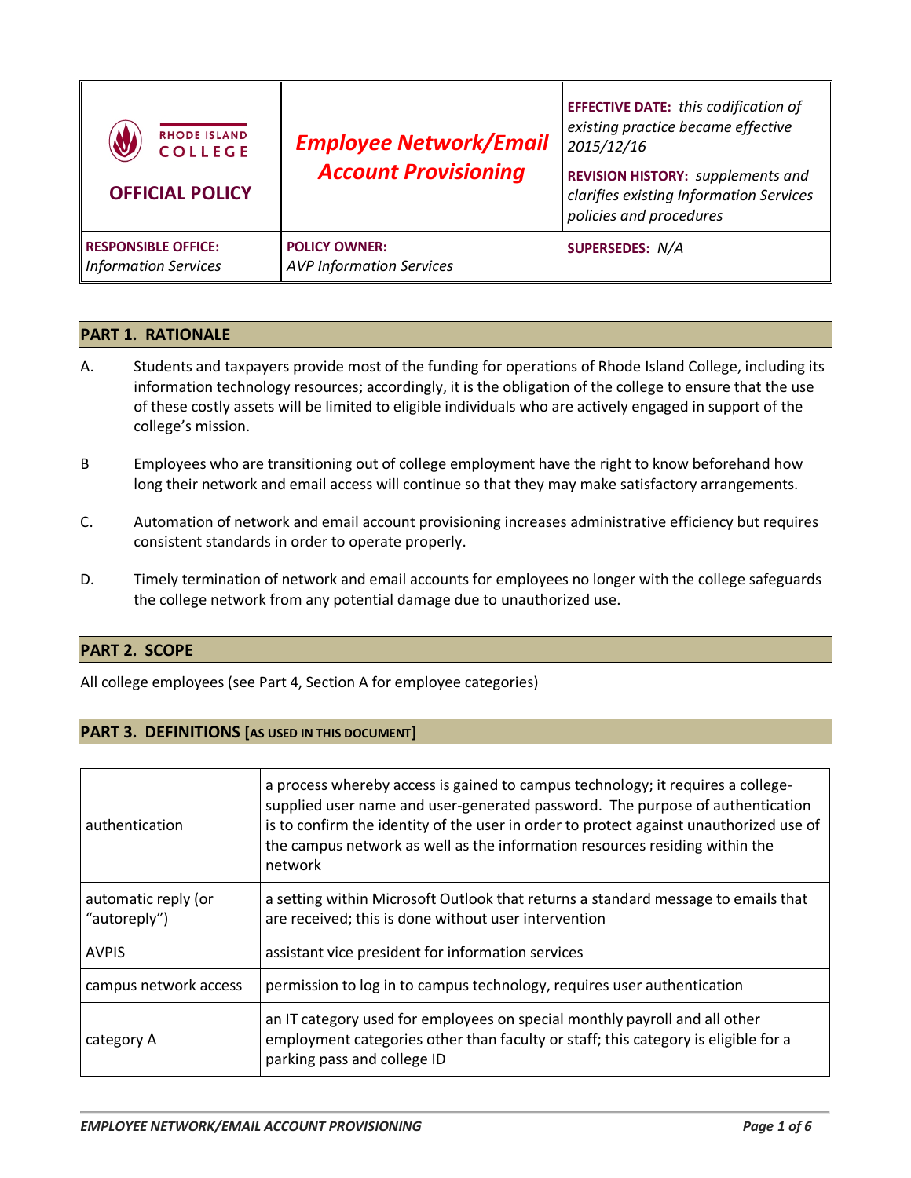| | | |
|---|---|---|
| RHODE ISLAND COLLEGE<br>**OFFICIAL POLICY** | ***Employee Network/Email Account Provisioning*** | **EFFECTIVE DATE:** *this codification of existing practice became effective 2015/12/16*<br>**REVISION HISTORY:** *supplements and clarifies existing Information Services policies and procedures* |
| **RESPONSIBLE OFFICE:** *Information Services* | **POLICY OWNER:** *AVP Information Services* | **SUPERSEDES:** *N/A* |

## PART 1. RATIONALE

A. Students and taxpayers provide most of the funding for operations of Rhode Island College, including its information technology resources; accordingly, it is the obligation of the college to ensure that the use of these costly assets will be limited to eligible individuals who are actively engaged in support of the college's mission.

B Employees who are transitioning out of college employment have the right to know beforehand how long their network and email access will continue so that they may make satisfactory arrangements.

C. Automation of network and email account provisioning increases administrative efficiency but requires consistent standards in order to operate properly.

D. Timely termination of network and email accounts for employees no longer with the college safeguards the college network from any potential damage due to unauthorized use.

## PART 2. SCOPE

All college employees (see Part 4, Section A for employee categories)

## PART 3. DEFINITIONS [AS USED IN THIS DOCUMENT]

| | |
|---|---|
| authentication | a process whereby access is gained to campus technology; it requires a college-supplied user name and user-generated password. The purpose of authentication is to confirm the identity of the user in order to protect against unauthorized use of the campus network as well as the information resources residing within the network |
| automatic reply (or "autoreply") | a setting within Microsoft Outlook that returns a standard message to emails that are received; this is done without user intervention |
| AVPIS | assistant vice president for information services |
| campus network access | permission to log in to campus technology, requires user authentication |
| category A | an IT category used for employees on special monthly payroll and all other employment categories other than faculty or staff; this category is eligible for a parking pass and college ID |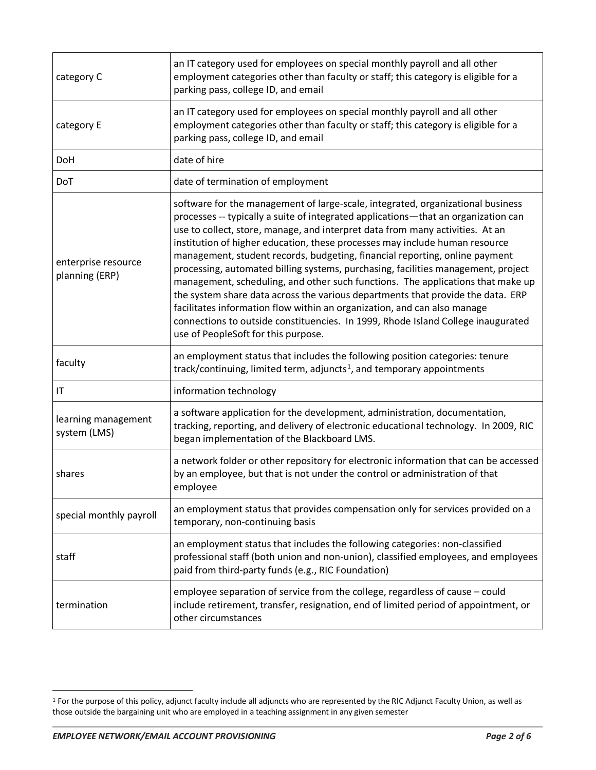| | |
|---|---|
| category C | an IT category used for employees on special monthly payroll and all other employment categories other than faculty or staff; this category is eligible for a parking pass, college ID, and email |
| category E | an IT category used for employees on special monthly payroll and all other employment categories other than faculty or staff; this category is eligible for a parking pass, college ID, and email |
| DoH | date of hire |
| DoT | date of termination of employment |
| enterprise resource planning (ERP) | software for the management of large-scale, integrated, organizational business processes -- typically a suite of integrated applications—that an organization can use to collect, store, manage, and interpret data from many activities. At an institution of higher education, these processes may include human resource management, student records, budgeting, financial reporting, online payment processing, automated billing systems, purchasing, facilities management, project management, scheduling, and other such functions. The applications that make up the system share data across the various departments that provide the data. ERP facilitates information flow within an organization, and can also manage connections to outside constituencies. In 1999, Rhode Island College inaugurated use of PeopleSoft for this purpose. |
| faculty | an employment status that includes the following position categories: tenure track/continuing, limited term, adjuncts[1], and temporary appointments |
| IT | information technology |
| learning management system (LMS) | a software application for the development, administration, documentation, tracking, reporting, and delivery of electronic educational technology. In 2009, RIC began implementation of the Blackboard LMS. |
| shares | a network folder or other repository for electronic information that can be accessed by an employee, but that is not under the control or administration of that employee |
| special monthly payroll | an employment status that provides compensation only for services provided on a temporary, non-continuing basis |
| staff | an employment status that includes the following categories: non-classified professional staff (both union and non-union), classified employees, and employees paid from third-party funds (e.g., RIC Foundation) |
| termination | employee separation of service from the college, regardless of cause – could include retirement, transfer, resignation, end of limited period of appointment, or other circumstances |

[1] For the purpose of this policy, adjunct faculty include all adjuncts who are represented by the RIC Adjunct Faculty Union, as well as those outside the bargaining unit who are employed in a teaching assignment in any given semester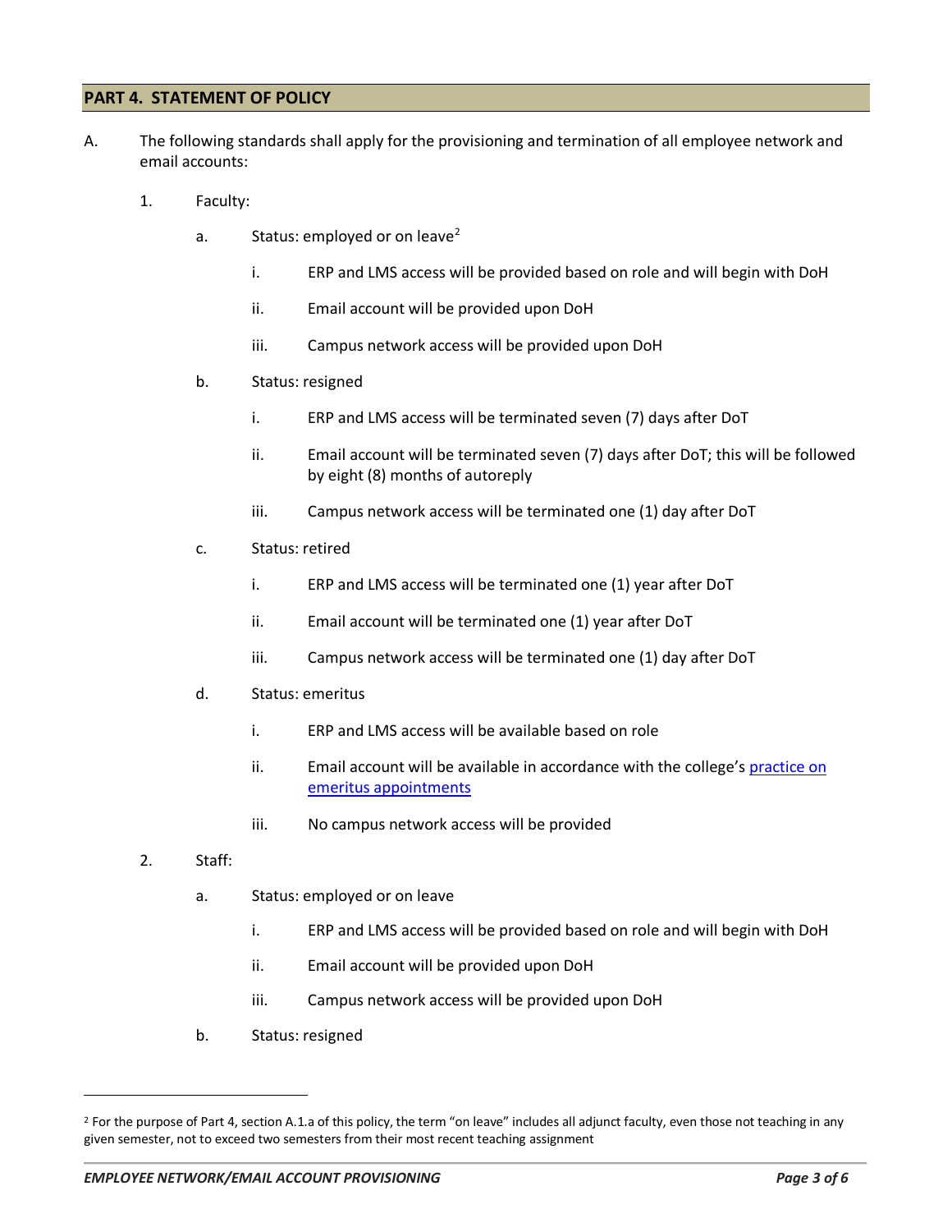## PART 4. STATEMENT OF POLICY

A. The following standards shall apply for the provisioning and termination of all employee network and email accounts:

1. Faculty:

   a. Status: employed or on leave[2]

      i. ERP and LMS access will be provided based on role and will begin with DoH

      ii. Email account will be provided upon DoH

      iii. Campus network access will be provided upon DoH

   b. Status: resigned

      i. ERP and LMS access will be terminated seven (7) days after DoT

      ii. Email account will be terminated seven (7) days after DoT; this will be followed by eight (8) months of autoreply

      iii. Campus network access will be terminated one (1) day after DoT

   c. Status: retired

      i. ERP and LMS access will be terminated one (1) year after DoT

      ii. Email account will be terminated one (1) year after DoT

      iii. Campus network access will be terminated one (1) day after DoT

   d. Status: emeritus

      i. ERP and LMS access will be available based on role

      ii. Email account will be available in accordance with the college's [practice on emeritus appointments]

      iii. No campus network access will be provided

2. Staff:

   a. Status: employed or on leave

      i. ERP and LMS access will be provided based on role and will begin with DoH

      ii. Email account will be provided upon DoH

      iii. Campus network access will be provided upon DoH

   b. Status: resigned

---

[2] For the purpose of Part 4, section A.1.a of this policy, the term "on leave" includes all adjunct faculty, even those not teaching in any given semester, not to exceed two semesters from their most recent teaching assignment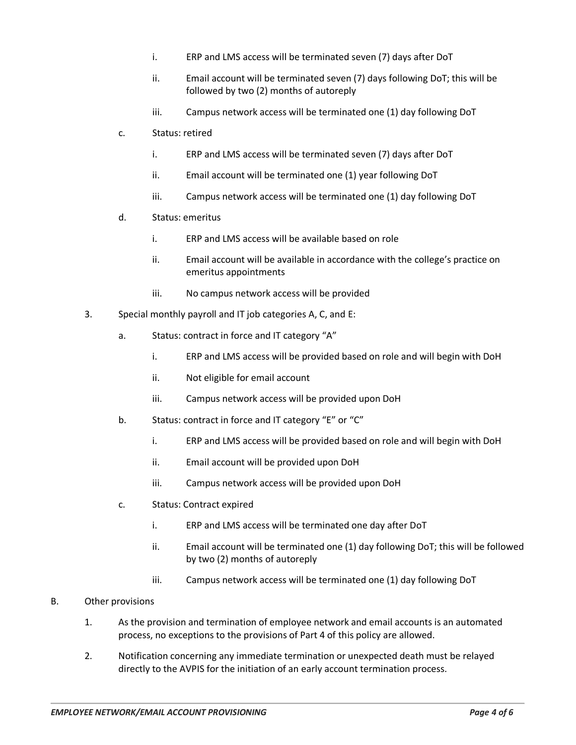i. ERP and LMS access will be terminated seven (7) days after DoT

ii. Email account will be terminated seven (7) days following DoT; this will be followed by two (2) months of autoreply

iii. Campus network access will be terminated one (1) day following DoT

c. Status: retired

i. ERP and LMS access will be terminated seven (7) days after DoT

ii. Email account will be terminated one (1) year following DoT

iii. Campus network access will be terminated one (1) day following DoT

d. Status: emeritus

i. ERP and LMS access will be available based on role

ii. Email account will be available in accordance with the college's practice on emeritus appointments

iii. No campus network access will be provided

3. Special monthly payroll and IT job categories A, C, and E:

a. Status: contract in force and IT category "A"

i. ERP and LMS access will be provided based on role and will begin with DoH

ii. Not eligible for email account

iii. Campus network access will be provided upon DoH

b. Status: contract in force and IT category "E" or "C"

i. ERP and LMS access will be provided based on role and will begin with DoH

ii. Email account will be provided upon DoH

iii. Campus network access will be provided upon DoH

c. Status: Contract expired

i. ERP and LMS access will be terminated one day after DoT

ii. Email account will be terminated one (1) day following DoT; this will be followed by two (2) months of autoreply

iii. Campus network access will be terminated one (1) day following DoT

B. Other provisions

1. As the provision and termination of employee network and email accounts is an automated process, no exceptions to the provisions of Part 4 of this policy are allowed.

2. Notification concerning any immediate termination or unexpected death must be relayed directly to the AVPIS for the initiation of an early account termination process.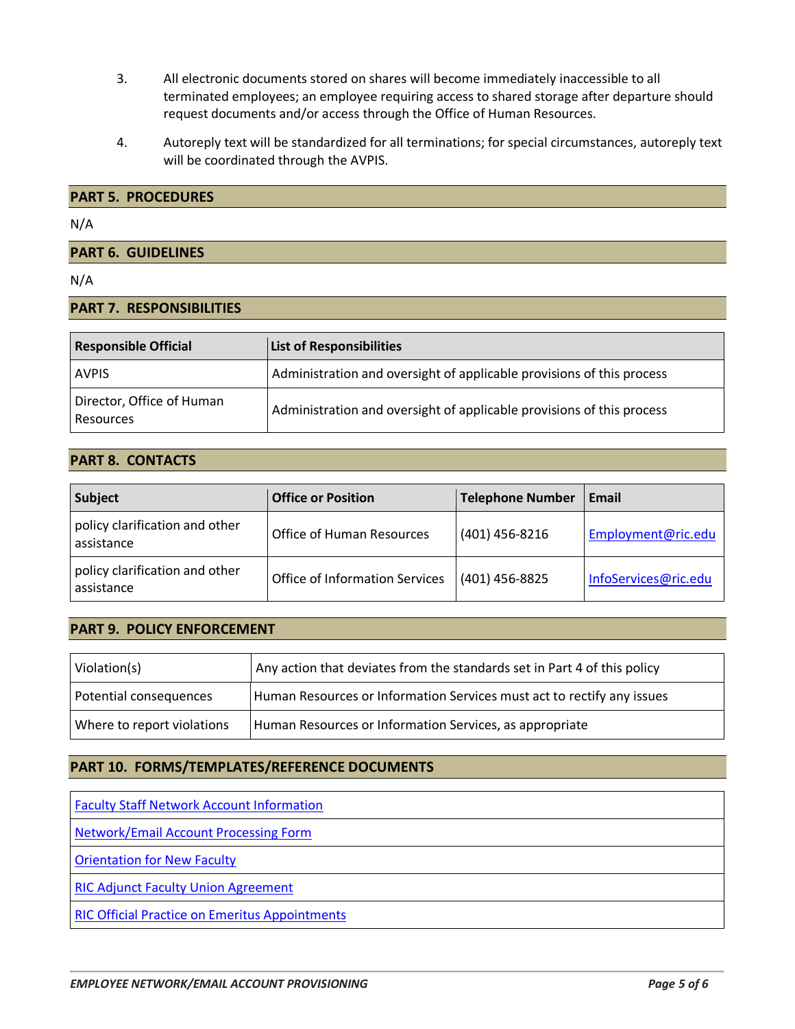3. All electronic documents stored on shares will become immediately inaccessible to all terminated employees; an employee requiring access to shared storage after departure should request documents and/or access through the Office of Human Resources.

4. Autoreply text will be standardized for all terminations; for special circumstances, autoreply text will be coordinated through the AVPIS.

## PART 5. PROCEDURES

N/A

## PART 6. GUIDELINES

N/A

## PART 7. RESPONSIBILITIES

| Responsible Official | List of Responsibilities |
|---|---|
| AVPIS | Administration and oversight of applicable provisions of this process |
| Director, Office of Human Resources | Administration and oversight of applicable provisions of this process |

## PART 8. CONTACTS

| Subject | Office or Position | Telephone Number | Email |
|---|---|---|---|
| policy clarification and other assistance | Office of Human Resources | (401) 456-8216 | Employment@ric.edu |
| policy clarification and other assistance | Office of Information Services | (401) 456-8825 | InfoServices@ric.edu |

## PART 9. POLICY ENFORCEMENT

| | |
|---|---|
| Violation(s) | Any action that deviates from the standards set in Part 4 of this policy |
| Potential consequences | Human Resources or Information Services must act to rectify any issues |
| Where to report violations | Human Resources or Information Services, as appropriate |

## PART 10. FORMS/TEMPLATES/REFERENCE DOCUMENTS

| |
|---|
| Faculty Staff Network Account Information |
| Network/Email Account Processing Form |
| Orientation for New Faculty |
| RIC Adjunct Faculty Union Agreement |
| RIC Official Practice on Emeritus Appointments |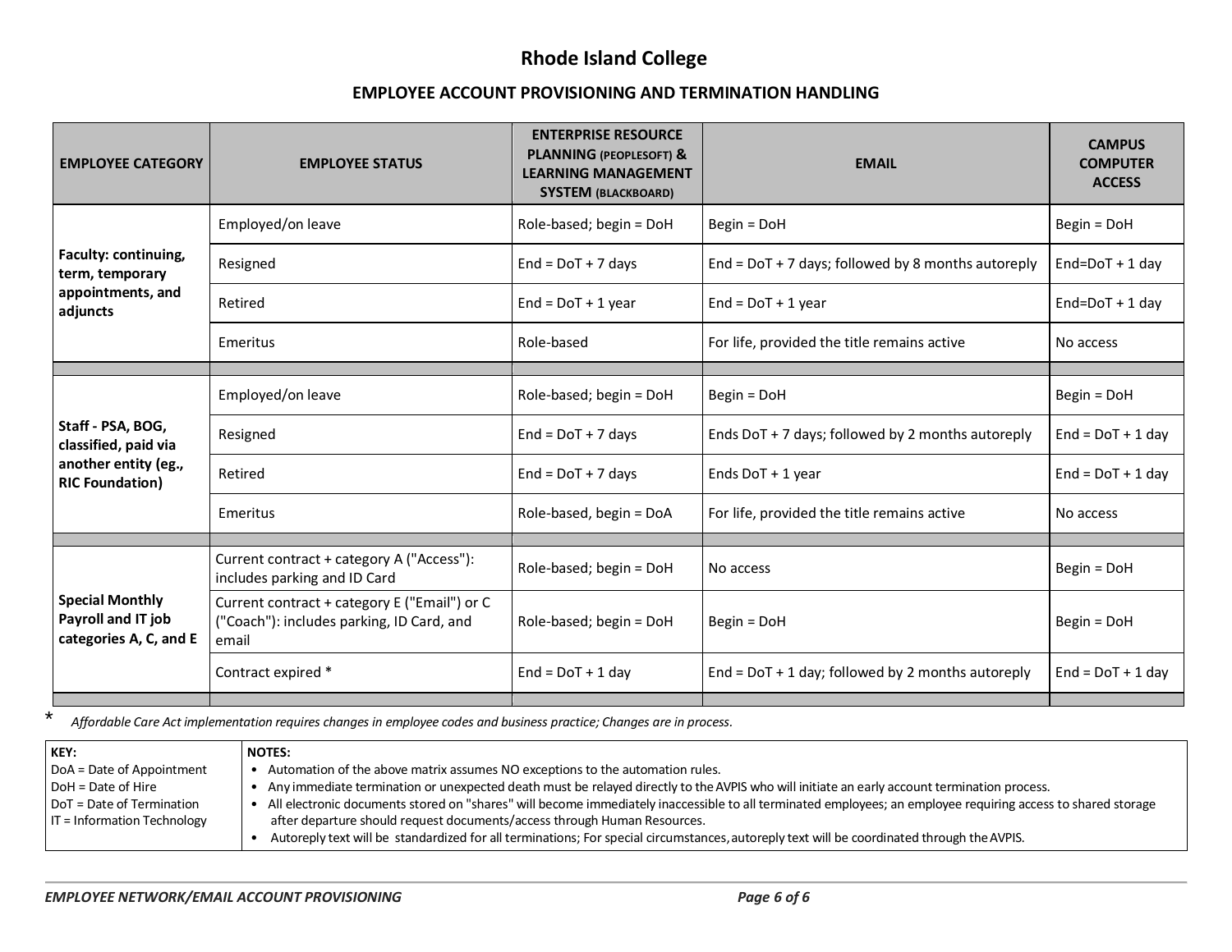# Rhode Island College

## EMPLOYEE ACCOUNT PROVISIONING AND TERMINATION HANDLING

| EMPLOYEE CATEGORY | EMPLOYEE STATUS | ENTERPRISE RESOURCE PLANNING (PEOPLESOFT) & LEARNING MANAGEMENT SYSTEM (BLACKBOARD) | EMAIL | CAMPUS COMPUTER ACCESS |
|---|---|---|---|---|
| **Faculty: continuing, term, temporary appointments, and adjuncts** | Employed/on leave | Role-based; begin = DoH | Begin = DoH | Begin = DoH |
| | Resigned | End = DoT + 7 days | End = DoT + 7 days; followed by 8 months autoreply | End=DoT + 1 day |
| | Retired | End = DoT + 1 year | End = DoT + 1 year | End=DoT + 1 day |
| | Emeritus | Role-based | For life, provided the title remains active | No access |
| **Staff - PSA, BOG, classified, paid via another entity (eg., RIC Foundation)** | Employed/on leave | Role-based; begin = DoH | Begin = DoH | Begin = DoH |
| | Resigned | End = DoT + 7 days | Ends DoT + 7 days; followed by 2 months autoreply | End = DoT + 1 day |
| | Retired | End = DoT + 7 days | Ends DoT + 1 year | End = DoT + 1 day |
| | Emeritus | Role-based, begin = DoA | For life, provided the title remains active | No access |
| **Special Monthly Payroll and IT job categories A, C, and E** | Current contract + category A ("Access"): includes parking and ID Card | Role-based; begin = DoH | No access | Begin = DoH |
| | Current contract + category E ("Email") or C ("Coach"): includes parking, ID Card, and email | Role-based; begin = DoH | Begin = DoH | Begin = DoH |
| | Contract expired * | End = DoT + 1 day | End = DoT + 1 day; followed by 2 months autoreply | End = DoT + 1 day |

\* *Affordable Care Act implementation requires changes in employee codes and business practice; Changes are in process.*

| KEY: | NOTES: |
|---|---|
| DoA = Date of Appointment<br>DoH = Date of Hire<br>DoT = Date of Termination<br>IT = Information Technology | • Automation of the above matrix assumes NO exceptions to the automation rules.<br>• Any immediate termination or unexpected death must be relayed directly to the AVPIS who will initiate an early account termination process.<br>• All electronic documents stored on "shares" will become immediately inaccessible to all terminated employees; an employee requiring access to shared storage after departure should request documents/access through Human Resources.<br>• Autoreply text will be standardized for all terminations; For special circumstances, autoreply text will be coordinated through the AVPIS. |